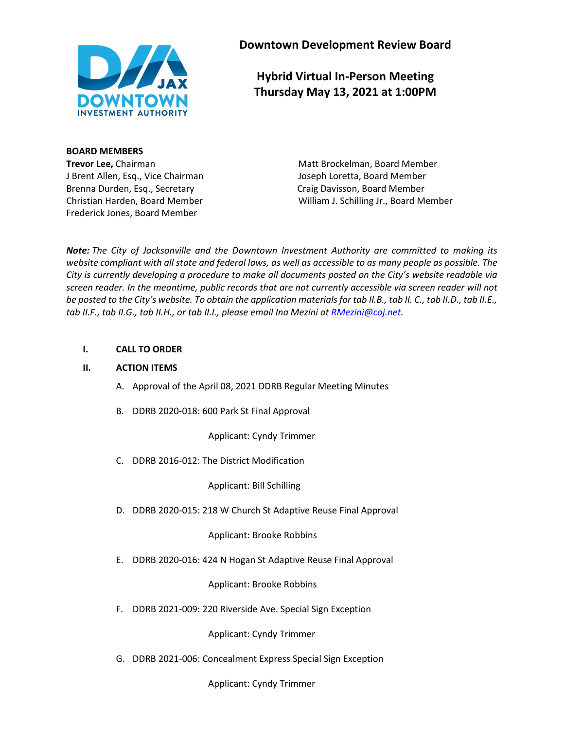# Downtown Development Review Board

## Hybrid Virtual In-Person Meeting
## Thursday May 13, 2021 at 1:00PM

**BOARD MEMBERS**

**Trevor Lee,** Chairman
J Brent Allen, Esq., Vice Chairman
Brenna Durden, Esq., Secretary
Christian Harden, Board Member
Frederick Jones, Board Member
Matt Brockelman, Board Member
Joseph Loretta, Board Member
Craig Davisson, Board Member
William J. Schilling Jr., Board Member

***Note:*** *The City of Jacksonville and the Downtown Investment Authority are committed to making its website compliant with all state and federal laws, as well as accessible to as many people as possible. The City is currently developing a procedure to make all documents posted on the City's website readable via screen reader. In the meantime, public records that are not currently accessible via screen reader will not be posted to the City's website. To obtain the application materials for tab II.B., tab II. C., tab II.D., tab II.E., tab II.F., tab II.G., tab II.H., or tab II.I., please email Ina Mezini at [RMezini@coj.net](mailto:RMezini@coj.net).*

**I. CALL TO ORDER**

**II. ACTION ITEMS**

A. Approval of the April 08, 2021 DDRB Regular Meeting Minutes

B. DDRB 2020-018: 600 Park St Final Approval

Applicant: Cyndy Trimmer

C. DDRB 2016-012: The District Modification

Applicant: Bill Schilling

D. DDRB 2020-015: 218 W Church St Adaptive Reuse Final Approval

Applicant: Brooke Robbins

E. DDRB 2020-016: 424 N Hogan St Adaptive Reuse Final Approval

Applicant: Brooke Robbins

F. DDRB 2021-009: 220 Riverside Ave. Special Sign Exception

Applicant: Cyndy Trimmer

G. DDRB 2021-006: Concealment Express Special Sign Exception

Applicant: Cyndy Trimmer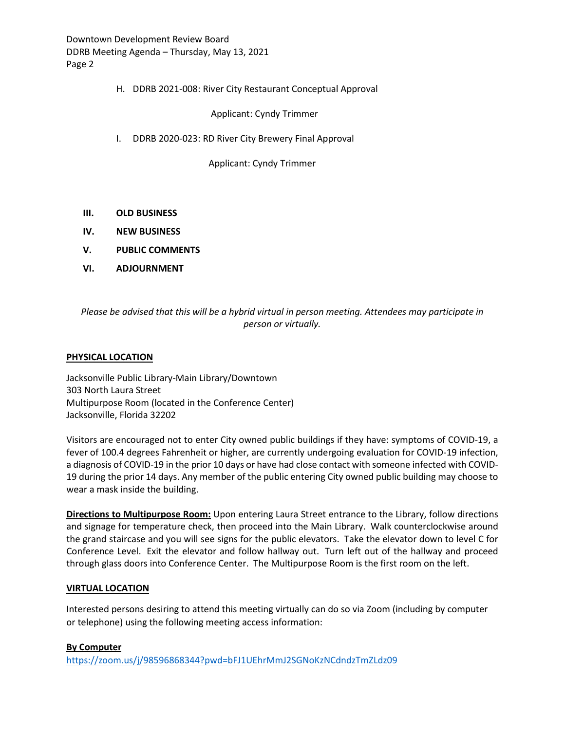H. DDRB 2021-008: River City Restaurant Conceptual Approval

Applicant: Cyndy Trimmer

I. DDRB 2020-023: RD River City Brewery Final Approval

Applicant: Cyndy Trimmer

**III. OLD BUSINESS**

**IV. NEW BUSINESS**

**V. PUBLIC COMMENTS**

**VI. ADJOURNMENT**

*Please be advised that this will be a hybrid virtual in person meeting. Attendees may participate in person or virtually.*

**PHYSICAL LOCATION**

Jacksonville Public Library-Main Library/Downtown
303 North Laura Street
Multipurpose Room (located in the Conference Center)
Jacksonville, Florida 32202

Visitors are encouraged not to enter City owned public buildings if they have: symptoms of COVID-19, a fever of 100.4 degrees Fahrenheit or higher, are currently undergoing evaluation for COVID-19 infection, a diagnosis of COVID-19 in the prior 10 days or have had close contact with someone infected with COVID-19 during the prior 14 days. Any member of the public entering City owned public building may choose to wear a mask inside the building.

**Directions to Multipurpose Room:** Upon entering Laura Street entrance to the Library, follow directions and signage for temperature check, then proceed into the Main Library. Walk counterclockwise around the grand staircase and you will see signs for the public elevators. Take the elevator down to level C for Conference Level. Exit the elevator and follow hallway out. Turn left out of the hallway and proceed through glass doors into Conference Center. The Multipurpose Room is the first room on the left.

**VIRTUAL LOCATION**

Interested persons desiring to attend this meeting virtually can do so via Zoom (including by computer or telephone) using the following meeting access information:

**By Computer**

https://zoom.us/j/98596868344?pwd=bFJ1UEhrMmJ2SGNoKzNCdndzTmZLdz09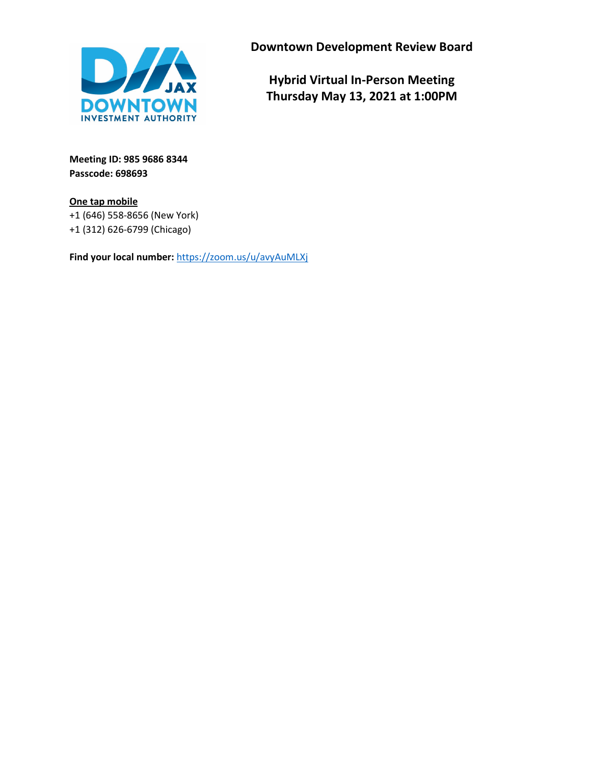**Downtown Development Review Board**

**Hybrid Virtual In-Person Meeting**
**Thursday May 13, 2021 at 1:00PM**

**Meeting ID: 985 9686 8344**
**Passcode: 698693**

**One tap mobile**
+1 (646) 558-8656 (New York)
+1 (312) 626-6799 (Chicago)

**Find your local number:** https://zoom.us/u/avyAuMLXj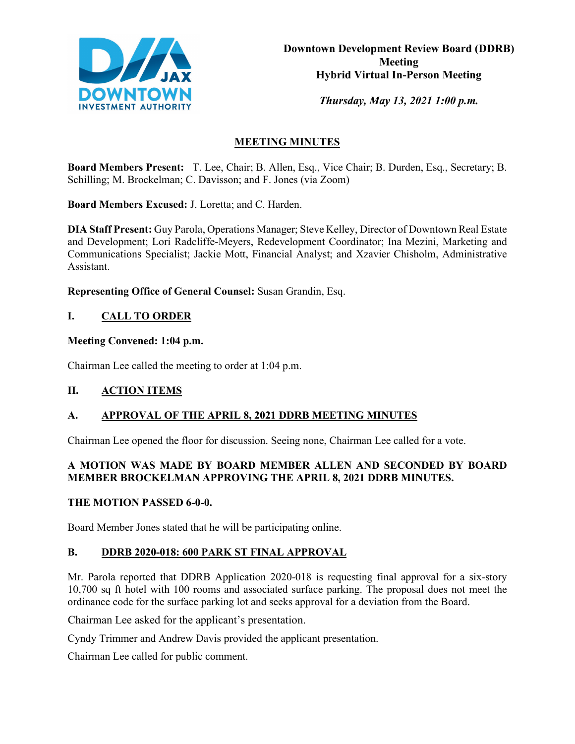**Downtown Development Review Board (DDRB) Meeting**
**Hybrid Virtual In-Person Meeting**

*Thursday, May 13, 2021 1:00 p.m.*

## MEETING MINUTES

**Board Members Present:** T. Lee, Chair; B. Allen, Esq., Vice Chair; B. Durden, Esq., Secretary; B. Schilling; M. Brockelman; C. Davisson; and F. Jones (via Zoom)

**Board Members Excused:** J. Loretta; and C. Harden.

**DIA Staff Present:** Guy Parola, Operations Manager; Steve Kelley, Director of Downtown Real Estate and Development; Lori Radcliffe-Meyers, Redevelopment Coordinator; Ina Mezini, Marketing and Communications Specialist; Jackie Mott, Financial Analyst; and Xzavier Chisholm, Administrative Assistant.

**Representing Office of General Counsel:** Susan Grandin, Esq.

## I. CALL TO ORDER

**Meeting Convened: 1:04 p.m.**

Chairman Lee called the meeting to order at 1:04 p.m.

## II. ACTION ITEMS

### A. APPROVAL OF THE APRIL 8, 2021 DDRB MEETING MINUTES

Chairman Lee opened the floor for discussion. Seeing none, Chairman Lee called for a vote.

**A MOTION WAS MADE BY BOARD MEMBER ALLEN AND SECONDED BY BOARD MEMBER BROCKELMAN APPROVING THE APRIL 8, 2021 DDRB MINUTES.**

**THE MOTION PASSED 6-0-0.**

Board Member Jones stated that he will be participating online.

### B. DDRB 2020-018: 600 PARK ST FINAL APPROVAL

Mr. Parola reported that DDRB Application 2020-018 is requesting final approval for a six-story 10,700 sq ft hotel with 100 rooms and associated surface parking. The proposal does not meet the ordinance code for the surface parking lot and seeks approval for a deviation from the Board.

Chairman Lee asked for the applicant's presentation.

Cyndy Trimmer and Andrew Davis provided the applicant presentation.

Chairman Lee called for public comment.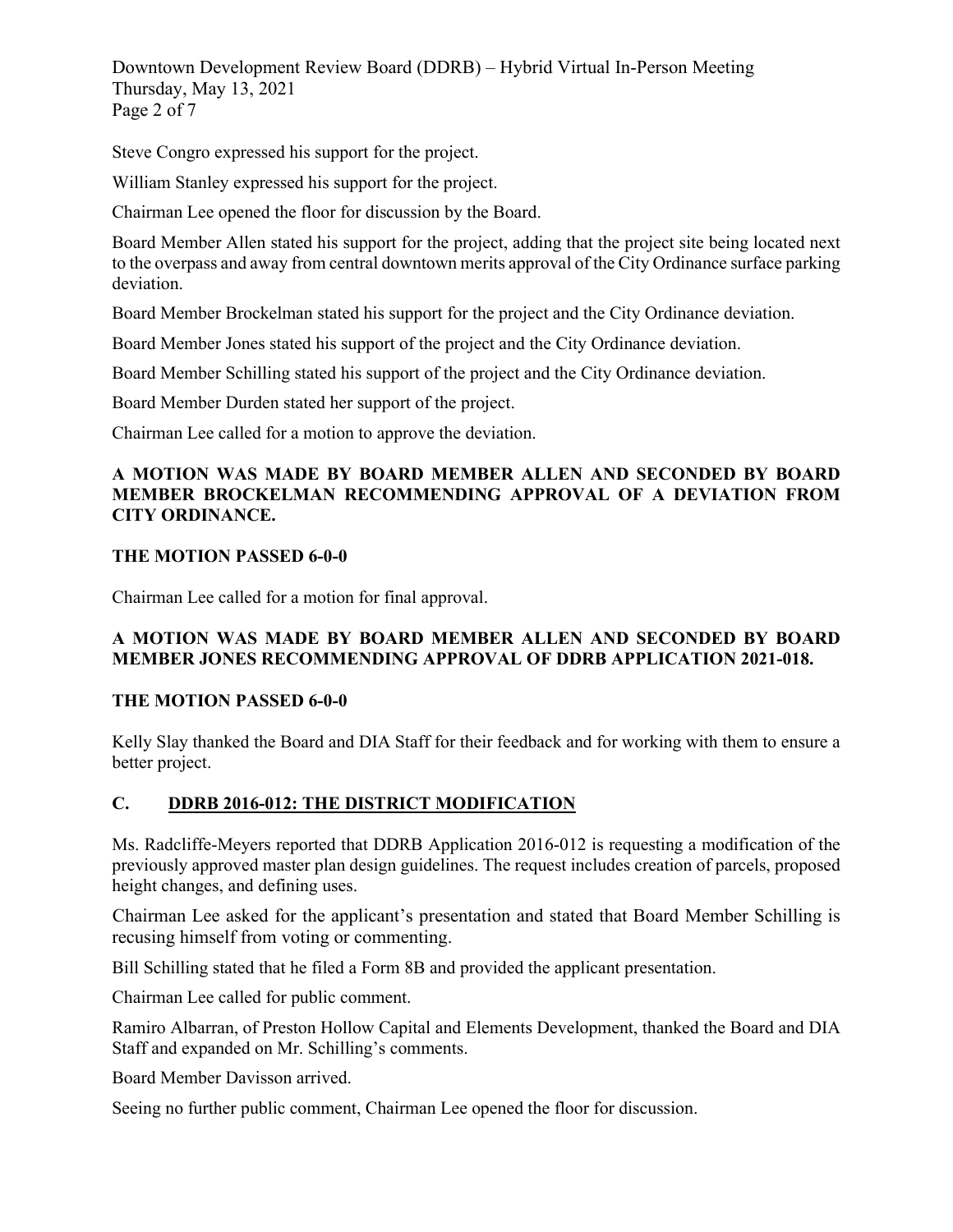Steve Congro expressed his support for the project.

William Stanley expressed his support for the project.

Chairman Lee opened the floor for discussion by the Board.

Board Member Allen stated his support for the project, adding that the project site being located next to the overpass and away from central downtown merits approval of the City Ordinance surface parking deviation.

Board Member Brockelman stated his support for the project and the City Ordinance deviation.

Board Member Jones stated his support of the project and the City Ordinance deviation.

Board Member Schilling stated his support of the project and the City Ordinance deviation.

Board Member Durden stated her support of the project.

Chairman Lee called for a motion to approve the deviation.

**A MOTION WAS MADE BY BOARD MEMBER ALLEN AND SECONDED BY BOARD MEMBER BROCKELMAN RECOMMENDING APPROVAL OF A DEVIATION FROM CITY ORDINANCE.**

**THE MOTION PASSED 6-0-0**

Chairman Lee called for a motion for final approval.

**A MOTION WAS MADE BY BOARD MEMBER ALLEN AND SECONDED BY BOARD MEMBER JONES RECOMMENDING APPROVAL OF DDRB APPLICATION 2021-018.**

**THE MOTION PASSED 6-0-0**

Kelly Slay thanked the Board and DIA Staff for their feedback and for working with them to ensure a better project.

## C. DDRB 2016-012: THE DISTRICT MODIFICATION

Ms. Radcliffe-Meyers reported that DDRB Application 2016-012 is requesting a modification of the previously approved master plan design guidelines. The request includes creation of parcels, proposed height changes, and defining uses.

Chairman Lee asked for the applicant's presentation and stated that Board Member Schilling is recusing himself from voting or commenting.

Bill Schilling stated that he filed a Form 8B and provided the applicant presentation.

Chairman Lee called for public comment.

Ramiro Albarran, of Preston Hollow Capital and Elements Development, thanked the Board and DIA Staff and expanded on Mr. Schilling's comments.

Board Member Davisson arrived.

Seeing no further public comment, Chairman Lee opened the floor for discussion.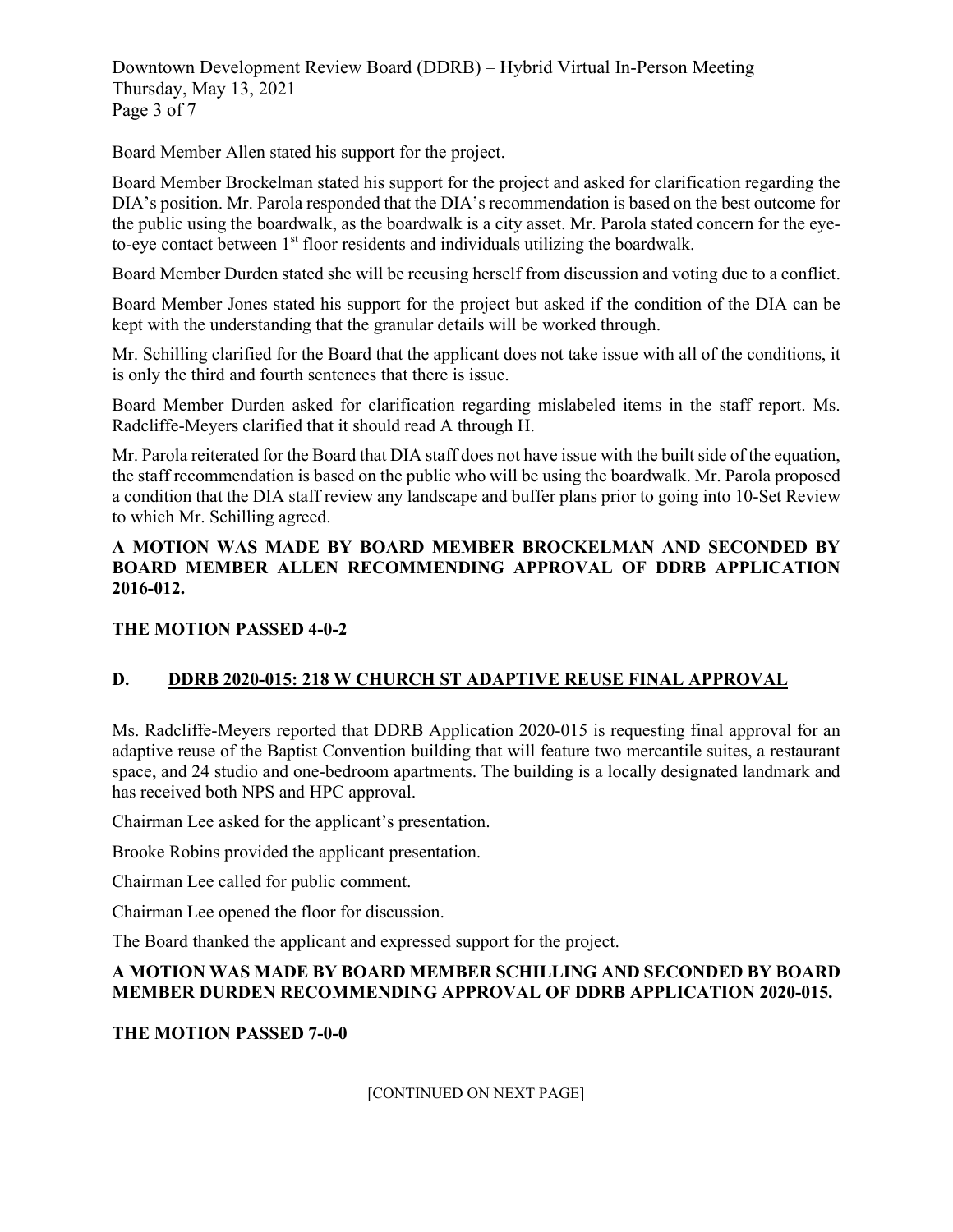Board Member Allen stated his support for the project.

Board Member Brockelman stated his support for the project and asked for clarification regarding the DIA's position. Mr. Parola responded that the DIA's recommendation is based on the best outcome for the public using the boardwalk, as the boardwalk is a city asset. Mr. Parola stated concern for the eye-to-eye contact between 1st floor residents and individuals utilizing the boardwalk.

Board Member Durden stated she will be recusing herself from discussion and voting due to a conflict.

Board Member Jones stated his support for the project but asked if the condition of the DIA can be kept with the understanding that the granular details will be worked through.

Mr. Schilling clarified for the Board that the applicant does not take issue with all of the conditions, it is only the third and fourth sentences that there is issue.

Board Member Durden asked for clarification regarding mislabeled items in the staff report. Ms. Radcliffe-Meyers clarified that it should read A through H.

Mr. Parola reiterated for the Board that DIA staff does not have issue with the built side of the equation, the staff recommendation is based on the public who will be using the boardwalk. Mr. Parola proposed a condition that the DIA staff review any landscape and buffer plans prior to going into 10-Set Review to which Mr. Schilling agreed.

**A MOTION WAS MADE BY BOARD MEMBER BROCKELMAN AND SECONDED BY BOARD MEMBER ALLEN RECOMMENDING APPROVAL OF DDRB APPLICATION 2016-012.**

**THE MOTION PASSED 4-0-2**

## D. DDRB 2020-015: 218 W CHURCH ST ADAPTIVE REUSE FINAL APPROVAL

Ms. Radcliffe-Meyers reported that DDRB Application 2020-015 is requesting final approval for an adaptive reuse of the Baptist Convention building that will feature two mercantile suites, a restaurant space, and 24 studio and one-bedroom apartments. The building is a locally designated landmark and has received both NPS and HPC approval.

Chairman Lee asked for the applicant's presentation.

Brooke Robins provided the applicant presentation.

Chairman Lee called for public comment.

Chairman Lee opened the floor for discussion.

The Board thanked the applicant and expressed support for the project.

**A MOTION WAS MADE BY BOARD MEMBER SCHILLING AND SECONDED BY BOARD MEMBER DURDEN RECOMMENDING APPROVAL OF DDRB APPLICATION 2020-015.**

**THE MOTION PASSED 7-0-0**

[CONTINUED ON NEXT PAGE]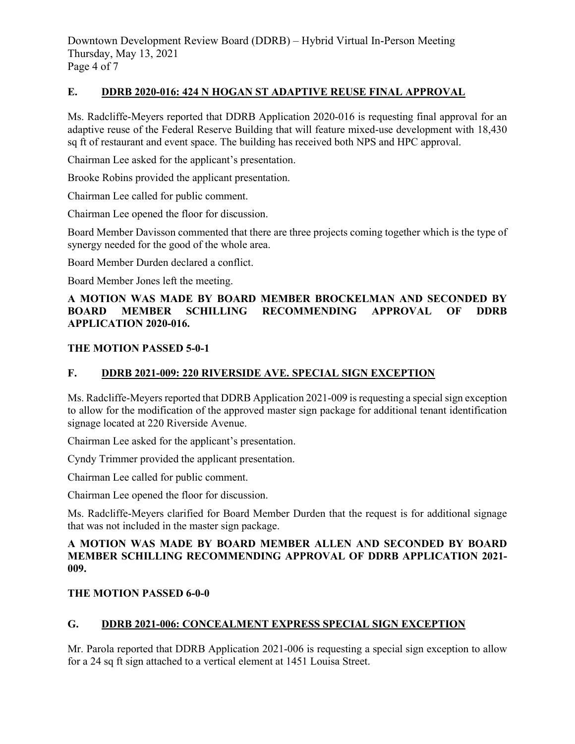## E. DDRB 2020-016: 424 N HOGAN ST ADAPTIVE REUSE FINAL APPROVAL

Ms. Radcliffe-Meyers reported that DDRB Application 2020-016 is requesting final approval for an adaptive reuse of the Federal Reserve Building that will feature mixed-use development with 18,430 sq ft of restaurant and event space. The building has received both NPS and HPC approval.

Chairman Lee asked for the applicant's presentation.

Brooke Robins provided the applicant presentation.

Chairman Lee called for public comment.

Chairman Lee opened the floor for discussion.

Board Member Davisson commented that there are three projects coming together which is the type of synergy needed for the good of the whole area.

Board Member Durden declared a conflict.

Board Member Jones left the meeting.

**A MOTION WAS MADE BY BOARD MEMBER BROCKELMAN AND SECONDED BY BOARD MEMBER SCHILLING RECOMMENDING APPROVAL OF DDRB APPLICATION 2020-016.**

**THE MOTION PASSED 5-0-1**

## F. DDRB 2021-009: 220 RIVERSIDE AVE. SPECIAL SIGN EXCEPTION

Ms. Radcliffe-Meyers reported that DDRB Application 2021-009 is requesting a special sign exception to allow for the modification of the approved master sign package for additional tenant identification signage located at 220 Riverside Avenue.

Chairman Lee asked for the applicant's presentation.

Cyndy Trimmer provided the applicant presentation.

Chairman Lee called for public comment.

Chairman Lee opened the floor for discussion.

Ms. Radcliffe-Meyers clarified for Board Member Durden that the request is for additional signage that was not included in the master sign package.

**A MOTION WAS MADE BY BOARD MEMBER ALLEN AND SECONDED BY BOARD MEMBER SCHILLING RECOMMENDING APPROVAL OF DDRB APPLICATION 2021-009.**

**THE MOTION PASSED 6-0-0**

## G. DDRB 2021-006: CONCEALMENT EXPRESS SPECIAL SIGN EXCEPTION

Mr. Parola reported that DDRB Application 2021-006 is requesting a special sign exception to allow for a 24 sq ft sign attached to a vertical element at 1451 Louisa Street.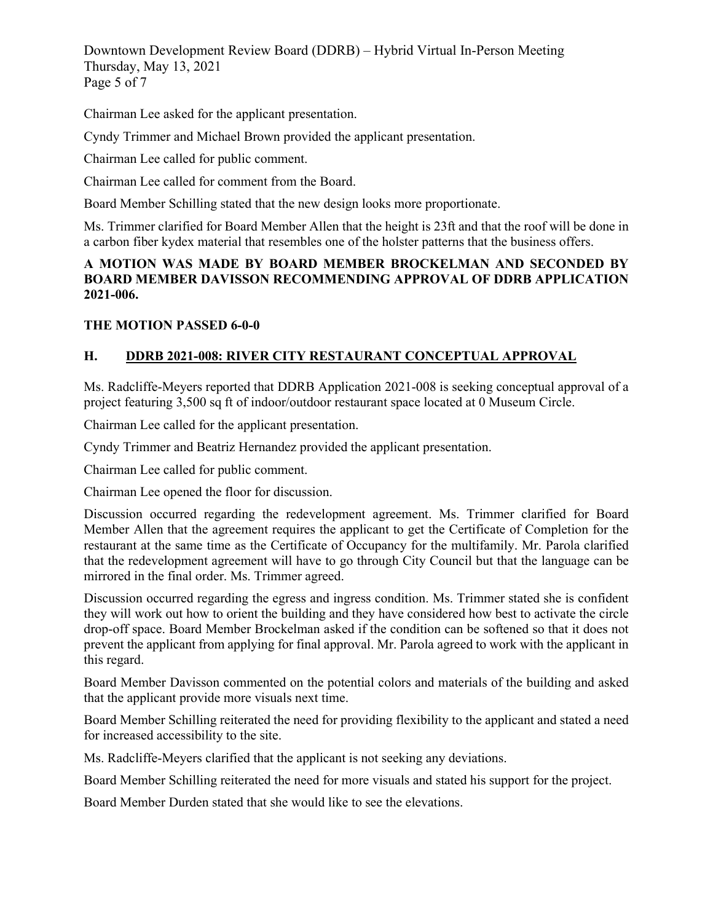Chairman Lee asked for the applicant presentation.

Cyndy Trimmer and Michael Brown provided the applicant presentation.

Chairman Lee called for public comment.

Chairman Lee called for comment from the Board.

Board Member Schilling stated that the new design looks more proportionate.

Ms. Trimmer clarified for Board Member Allen that the height is 23ft and that the roof will be done in a carbon fiber kydex material that resembles one of the holster patterns that the business offers.

**A MOTION WAS MADE BY BOARD MEMBER BROCKELMAN AND SECONDED BY BOARD MEMBER DAVISSON RECOMMENDING APPROVAL OF DDRB APPLICATION 2021-006.**

**THE MOTION PASSED 6-0-0**

## H. DDRB 2021-008: RIVER CITY RESTAURANT CONCEPTUAL APPROVAL

Ms. Radcliffe-Meyers reported that DDRB Application 2021-008 is seeking conceptual approval of a project featuring 3,500 sq ft of indoor/outdoor restaurant space located at 0 Museum Circle.

Chairman Lee called for the applicant presentation.

Cyndy Trimmer and Beatriz Hernandez provided the applicant presentation.

Chairman Lee called for public comment.

Chairman Lee opened the floor for discussion.

Discussion occurred regarding the redevelopment agreement. Ms. Trimmer clarified for Board Member Allen that the agreement requires the applicant to get the Certificate of Completion for the restaurant at the same time as the Certificate of Occupancy for the multifamily. Mr. Parola clarified that the redevelopment agreement will have to go through City Council but that the language can be mirrored in the final order. Ms. Trimmer agreed.

Discussion occurred regarding the egress and ingress condition. Ms. Trimmer stated she is confident they will work out how to orient the building and they have considered how best to activate the circle drop-off space. Board Member Brockelman asked if the condition can be softened so that it does not prevent the applicant from applying for final approval. Mr. Parola agreed to work with the applicant in this regard.

Board Member Davisson commented on the potential colors and materials of the building and asked that the applicant provide more visuals next time.

Board Member Schilling reiterated the need for providing flexibility to the applicant and stated a need for increased accessibility to the site.

Ms. Radcliffe-Meyers clarified that the applicant is not seeking any deviations.

Board Member Schilling reiterated the need for more visuals and stated his support for the project.

Board Member Durden stated that she would like to see the elevations.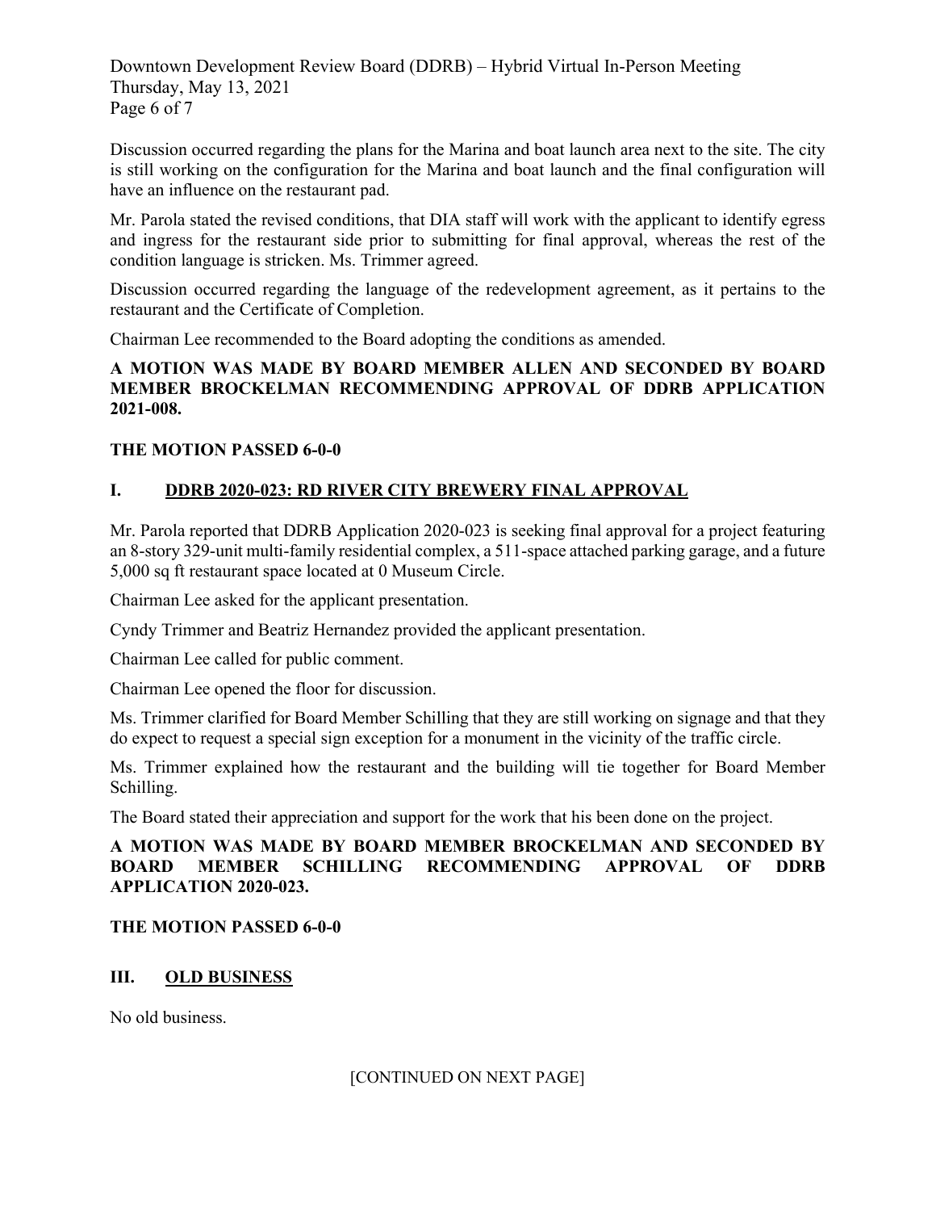Discussion occurred regarding the plans for the Marina and boat launch area next to the site. The city is still working on the configuration for the Marina and boat launch and the final configuration will have an influence on the restaurant pad.

Mr. Parola stated the revised conditions, that DIA staff will work with the applicant to identify egress and ingress for the restaurant side prior to submitting for final approval, whereas the rest of the condition language is stricken. Ms. Trimmer agreed.

Discussion occurred regarding the language of the redevelopment agreement, as it pertains to the restaurant and the Certificate of Completion.

Chairman Lee recommended to the Board adopting the conditions as amended.

**A MOTION WAS MADE BY BOARD MEMBER ALLEN AND SECONDED BY BOARD MEMBER BROCKELMAN RECOMMENDING APPROVAL OF DDRB APPLICATION 2021-008.**

**THE MOTION PASSED 6-0-0**

## I. DDRB 2020-023: RD RIVER CITY BREWERY FINAL APPROVAL

Mr. Parola reported that DDRB Application 2020-023 is seeking final approval for a project featuring an 8-story 329-unit multi-family residential complex, a 511-space attached parking garage, and a future 5,000 sq ft restaurant space located at 0 Museum Circle.

Chairman Lee asked for the applicant presentation.

Cyndy Trimmer and Beatriz Hernandez provided the applicant presentation.

Chairman Lee called for public comment.

Chairman Lee opened the floor for discussion.

Ms. Trimmer clarified for Board Member Schilling that they are still working on signage and that they do expect to request a special sign exception for a monument in the vicinity of the traffic circle.

Ms. Trimmer explained how the restaurant and the building will tie together for Board Member Schilling.

The Board stated their appreciation and support for the work that his been done on the project.

**A MOTION WAS MADE BY BOARD MEMBER BROCKELMAN AND SECONDED BY BOARD MEMBER SCHILLING RECOMMENDING APPROVAL OF DDRB APPLICATION 2020-023.**

**THE MOTION PASSED 6-0-0**

## III. OLD BUSINESS

No old business.

[CONTINUED ON NEXT PAGE]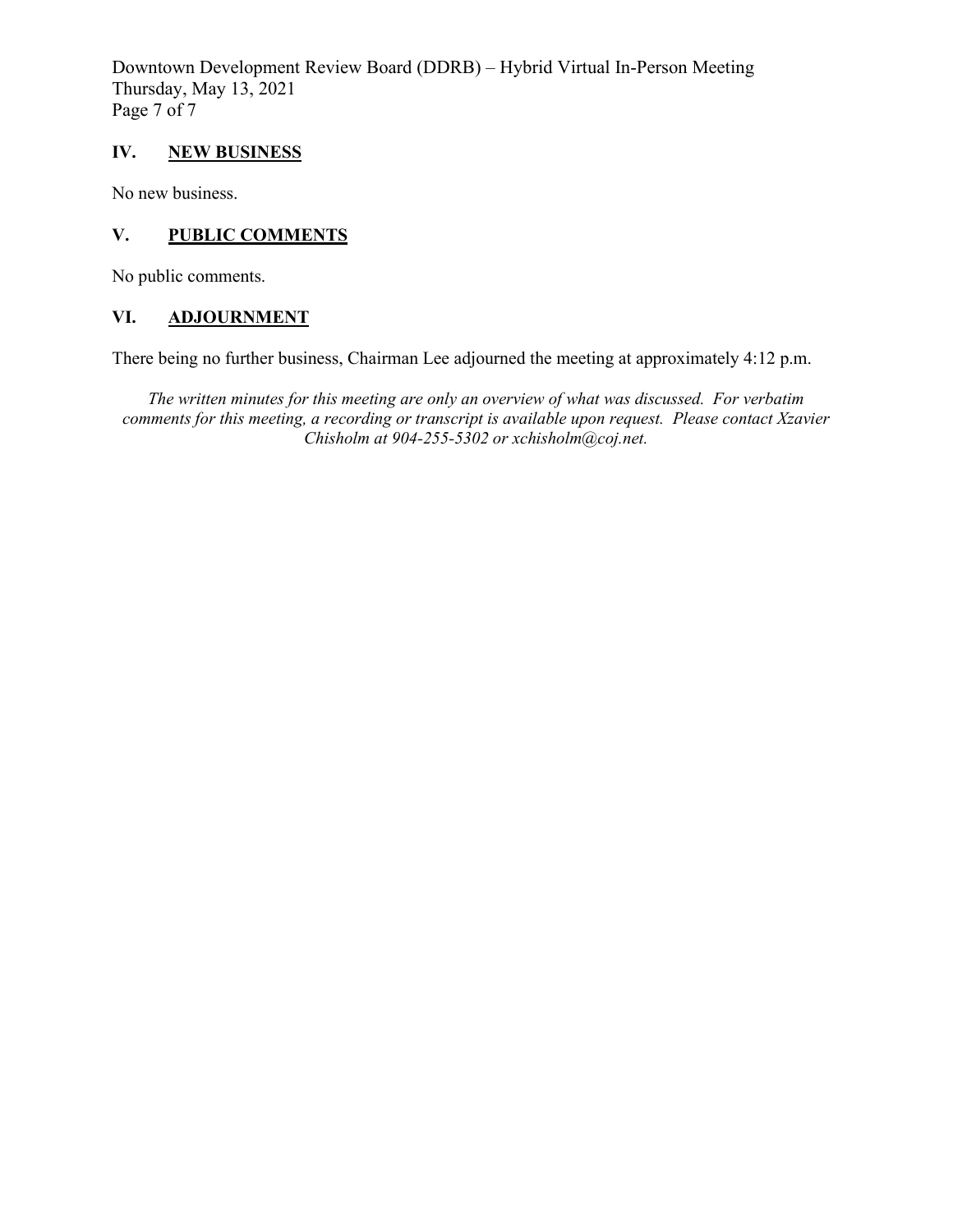## IV. NEW BUSINESS

No new business.

## V. PUBLIC COMMENTS

No public comments.

## VI. ADJOURNMENT

There being no further business, Chairman Lee adjourned the meeting at approximately 4:12 p.m.

*The written minutes for this meeting are only an overview of what was discussed. For verbatim comments for this meeting, a recording or transcript is available upon request. Please contact Xzavier Chisholm at 904-255-5302 or xchisholm@coj.net.*